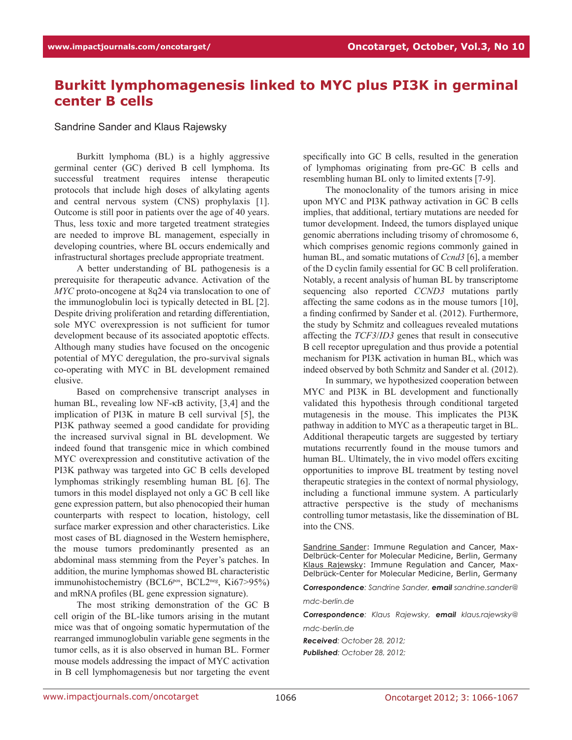# Burkitt lymphomagenesis linked to MYC plus PI3K in germinal center B cells

Sandrine Sander and Klaus Rajewsky

Burkitt lymphoma (BL) is a highly aggressive germinal center (GC) derived B cell lymphoma. Its successful treatment requires intense therapeutic protocols that include high doses of alkylating agents and central nervous system (CNS) prophylaxis [1]. Outcome is still poor in patients over the age of 40 years. Thus, less toxic and more targeted treatment strategies are needed to improve BL management, especially in developing countries, where BL occurs endemically and infrastructural shortages preclude appropriate treatment.

A better understanding of BL pathogenesis is a prerequisite for therapeutic advance. Activation of the *MYC* proto-oncogene at 8q24 via translocation to one of the immunoglobulin loci is typically detected in BL [2]. Despite driving proliferation and retarding differentiation, sole MYC overexpression is not sufficient for tumor development because of its associated apoptotic effects. Although many studies have focused on the oncogenic potential of MYC deregulation, the pro-survival signals co-operating with MYC in BL development remained elusive.

Based on comprehensive transcript analyses in human BL, revealing low NF-κB activity, [3,4] and the implication of PI3K in mature B cell survival [5], the PI3K pathway seemed a good candidate for providing the increased survival signal in BL development. We indeed found that transgenic mice in which combined MYC overexpression and constitutive activation of the PI3K pathway was targeted into GC B cells developed lymphomas strikingly resembling human BL [6]. The tumors in this model displayed not only a GC B cell like gene expression pattern, but also phenocopied their human counterparts with respect to location, histology, cell surface marker expression and other characteristics. Like most cases of BL diagnosed in the Western hemisphere, the mouse tumors predominantly presented as an abdominal mass stemming from the Peyer's patches. In addition, the murine lymphomas showed BL characteristic immunohistochemistry (BCL6$^{pos}$, BCL2$^{neg}$, Ki67>95%) and mRNA profiles (BL gene expression signature).

The most striking demonstration of the GC B cell origin of the BL-like tumors arising in the mutant mice was that of ongoing somatic hypermutation of the rearranged immunoglobulin variable gene segments in the tumor cells, as it is also observed in human BL. Former mouse models addressing the impact of MYC activation in B cell lymphomagenesis but nor targeting the event specifically into GC B cells, resulted in the generation of lymphomas originating from pre-GC B cells and resembling human BL only to limited extents [7-9].

The monoclonality of the tumors arising in mice upon MYC and PI3K pathway activation in GC B cells implies, that additional, tertiary mutations are needed for tumor development. Indeed, the tumors displayed unique genomic aberrations including trisomy of chromosome 6, which comprises genomic regions commonly gained in human BL, and somatic mutations of *Ccnd3* [6], a member of the D cyclin family essential for GC B cell proliferation. Notably, a recent analysis of human BL by transcriptome sequencing also reported *CCND3* mutations partly affecting the same codons as in the mouse tumors [10], a finding confirmed by Sander et al. (2012). Furthermore, the study by Schmitz and colleagues revealed mutations affecting the *TCF3*/*ID3* genes that result in consecutive B cell receptor upregulation and thus provide a potential mechanism for PI3K activation in human BL, which was indeed observed by both Schmitz and Sander et al. (2012).

In summary, we hypothesized cooperation between MYC and PI3K in BL development and functionally validated this hypothesis through conditional targeted mutagenesis in the mouse. This implicates the PI3K pathway in addition to MYC as a therapeutic target in BL. Additional therapeutic targets are suggested by tertiary mutations recurrently found in the mouse tumors and human BL. Ultimately, the in vivo model offers exciting opportunities to improve BL treatment by testing novel therapeutic strategies in the context of normal physiology, including a functional immune system. A particularly attractive perspective is the study of mechanisms controlling tumor metastasis, like the dissemination of BL into the CNS.

Sandrine Sander: Immune Regulation and Cancer, Max-Delbrück-Center for Molecular Medicine, Berlin, Germany
Klaus Rajewsky: Immune Regulation and Cancer, Max-Delbrück-Center for Molecular Medicine, Berlin, Germany

***Correspondence**: Sandrine Sander, **email** sandrine.sander@mdc-berlin.de*

***Correspondence**: Klaus Rajewsky, **email** klaus.rajewsky@mdc-berlin.de*

***Received**: October 28, 2012;*

***Published**: October 28, 2012;*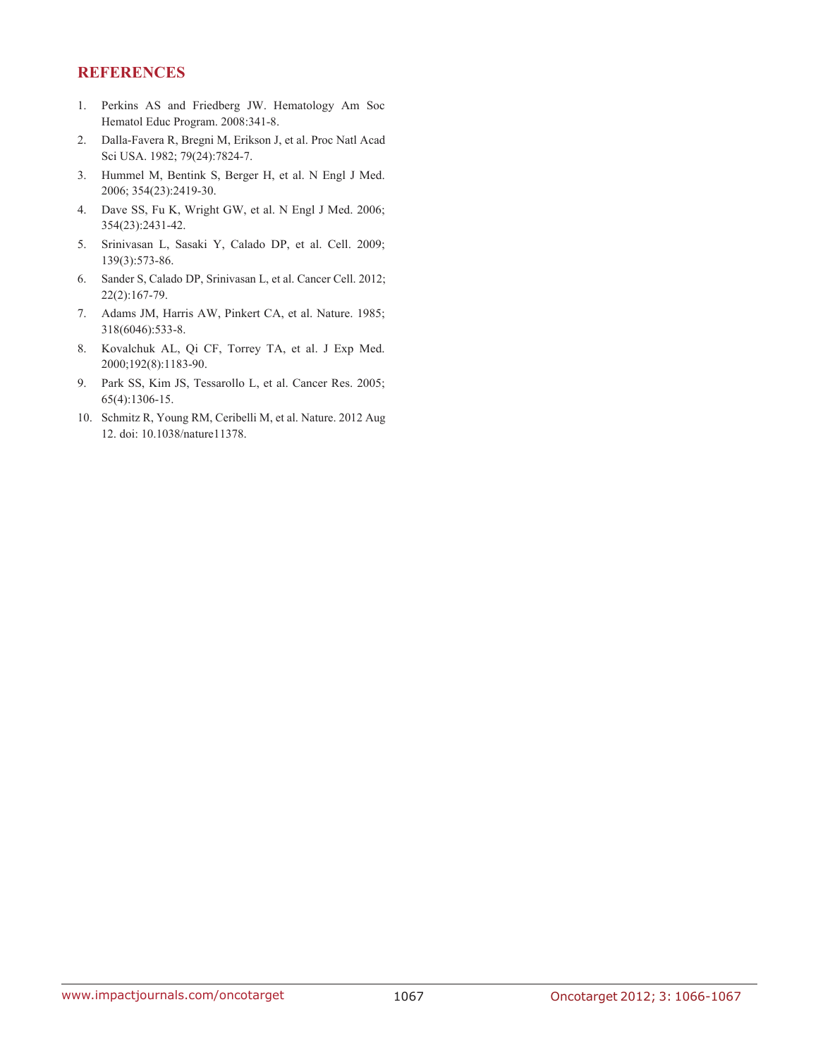## REFERENCES

1. Perkins AS and Friedberg JW. Hematology Am Soc Hematol Educ Program. 2008:341-8.
2. Dalla-Favera R, Bregni M, Erikson J, et al. Proc Natl Acad Sci USA. 1982; 79(24):7824-7.
3. Hummel M, Bentink S, Berger H, et al. N Engl J Med. 2006; 354(23):2419-30.
4. Dave SS, Fu K, Wright GW, et al. N Engl J Med. 2006; 354(23):2431-42.
5. Srinivasan L, Sasaki Y, Calado DP, et al. Cell. 2009; 139(3):573-86.
6. Sander S, Calado DP, Srinivasan L, et al. Cancer Cell. 2012; 22(2):167-79.
7. Adams JM, Harris AW, Pinkert CA, et al. Nature. 1985; 318(6046):533-8.
8. Kovalchuk AL, Qi CF, Torrey TA, et al. J Exp Med. 2000;192(8):1183-90.
9. Park SS, Kim JS, Tessarollo L, et al. Cancer Res. 2005; 65(4):1306-15.
10. Schmitz R, Young RM, Ceribelli M, et al. Nature. 2012 Aug 12. doi: 10.1038/nature11378.